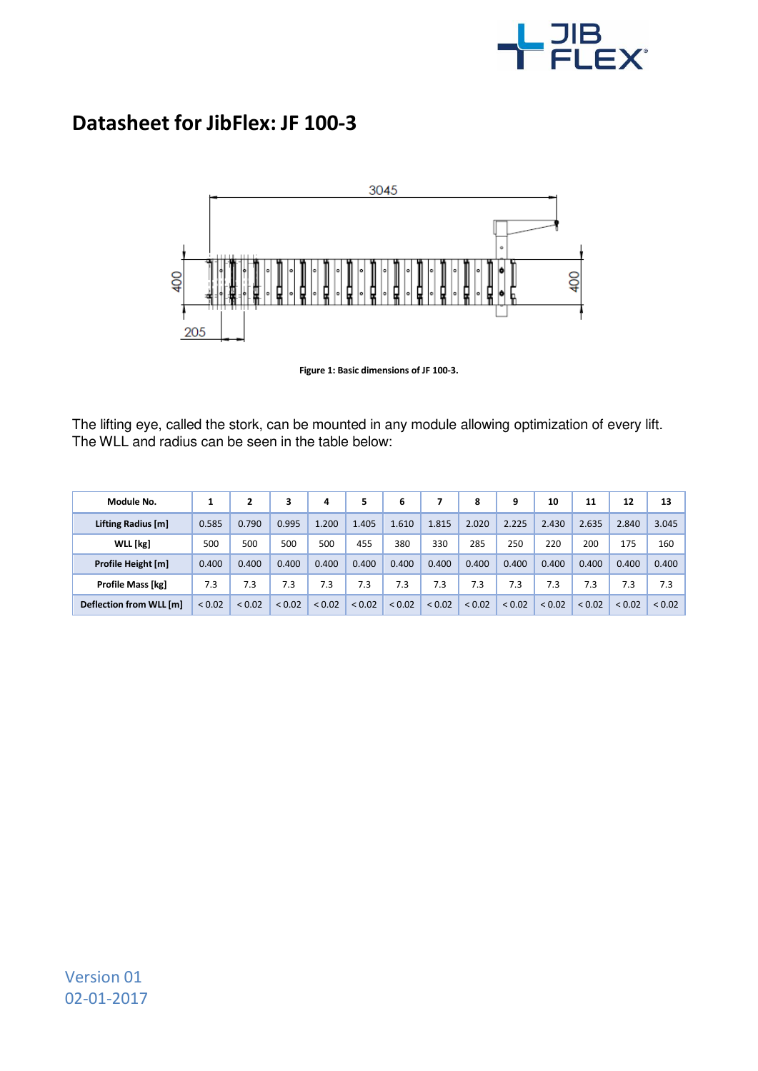# Datasheet for JibFlex: JF 100-3

Figure 1: Basic dimensions of JF 100-3.

The lifting eye, called the stork, can be mounted in any module allowing optimization of every lift.
The WLL and radius can be seen in the table below:

| Module No. | 1 | 2 | 3 | 4 | 5 | 6 | 7 | 8 | 9 | 10 | 11 | 12 | 13 |
|---|---|---|---|---|---|---|---|---|---|---|---|---|---|
| Lifting Radius [m] | 0.585 | 0.790 | 0.995 | 1.200 | 1.405 | 1.610 | 1.815 | 2.020 | 2.225 | 2.430 | 2.635 | 2.840 | 3.045 |
| WLL [kg] | 500 | 500 | 500 | 500 | 455 | 380 | 330 | 285 | 250 | 220 | 200 | 175 | 160 |
| Profile Height [m] | 0.400 | 0.400 | 0.400 | 0.400 | 0.400 | 0.400 | 0.400 | 0.400 | 0.400 | 0.400 | 0.400 | 0.400 | 0.400 |
| Profile Mass [kg] | 7.3 | 7.3 | 7.3 | 7.3 | 7.3 | 7.3 | 7.3 | 7.3 | 7.3 | 7.3 | 7.3 | 7.3 | 7.3 |
| Deflection from WLL [m] | < 0.02 | < 0.02 | < 0.02 | < 0.02 | < 0.02 | < 0.02 | < 0.02 | < 0.02 | < 0.02 | < 0.02 | < 0.02 | < 0.02 | < 0.02 |

Version 01
02-01-2017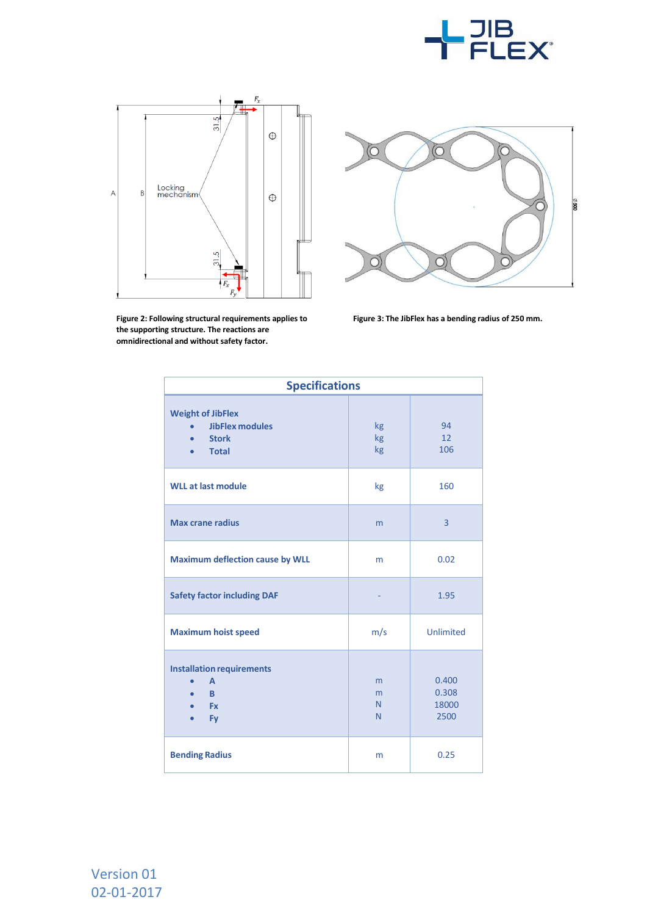Figure 2: Following structural requirements applies to the supporting structure. The reactions are omnidirectional and without safety factor.

Figure 3: The JibFlex has a bending radius of 250 mm.

| Specifications | | |
|---|---|---|
| **Weight of JibFlex**<br>• **JibFlex modules**<br>• **Stork**<br>• **Total** | <br>kg<br>kg<br>kg | <br>94<br>12<br>106 |
| **WLL at last module** | kg | 160 |
| **Max crane radius** | m | 3 |
| **Maximum deflection cause by WLL** | m | 0.02 |
| **Safety factor including DAF** | - | 1.95 |
| **Maximum hoist speed** | m/s | Unlimited |
| **Installation requirements**<br>• **A**<br>• **B**<br>• **Fx**<br>• **Fy** | <br>m<br>m<br>N<br>N | <br>0.400<br>0.308<br>18000<br>2500 |
| **Bending Radius** | m | 0.25 |

Version 01
02-01-2017